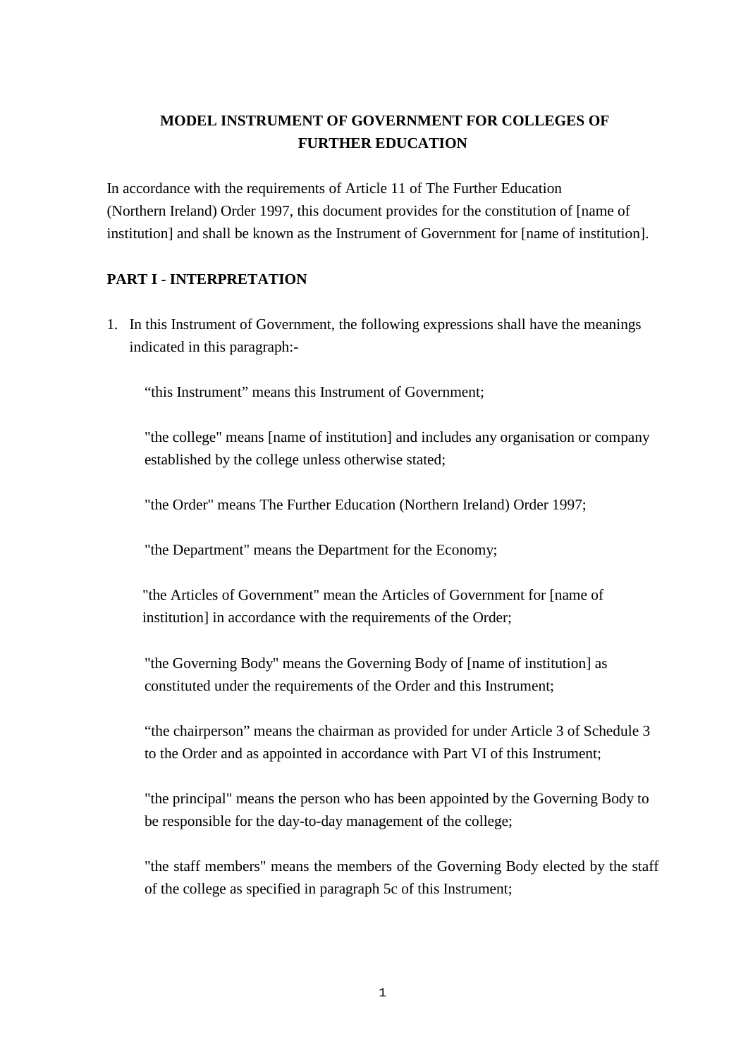# MODEL INSTRUMENT OF GOVERNMENT FOR COLLEGES OF FURTHER EDUCATION

In accordance with the requirements of Article 11 of The Further Education (Northern Ireland) Order 1997, this document provides for the constitution of [name of institution] and shall be known as the Instrument of Government for [name of institution].

## PART I - INTERPRETATION

1. In this Instrument of Government, the following expressions shall have the meanings indicated in this paragraph:-

   “this Instrument” means this Instrument of Government;

   "the college" means [name of institution] and includes any organisation or company established by the college unless otherwise stated;

   "the Order" means The Further Education (Northern Ireland) Order 1997;

   "the Department" means the Department for the Economy;

   "the Articles of Government" mean the Articles of Government for [name of institution] in accordance with the requirements of the Order;

   "the Governing Body" means the Governing Body of [name of institution] as constituted under the requirements of the Order and this Instrument;

   “the chairperson” means the chairman as provided for under Article 3 of Schedule 3 to the Order and as appointed in accordance with Part VI of this Instrument;

   "the principal" means the person who has been appointed by the Governing Body to be responsible for the day-to-day management of the college;

   "the staff members" means the members of the Governing Body elected by the staff of the college as specified in paragraph 5c of this Instrument;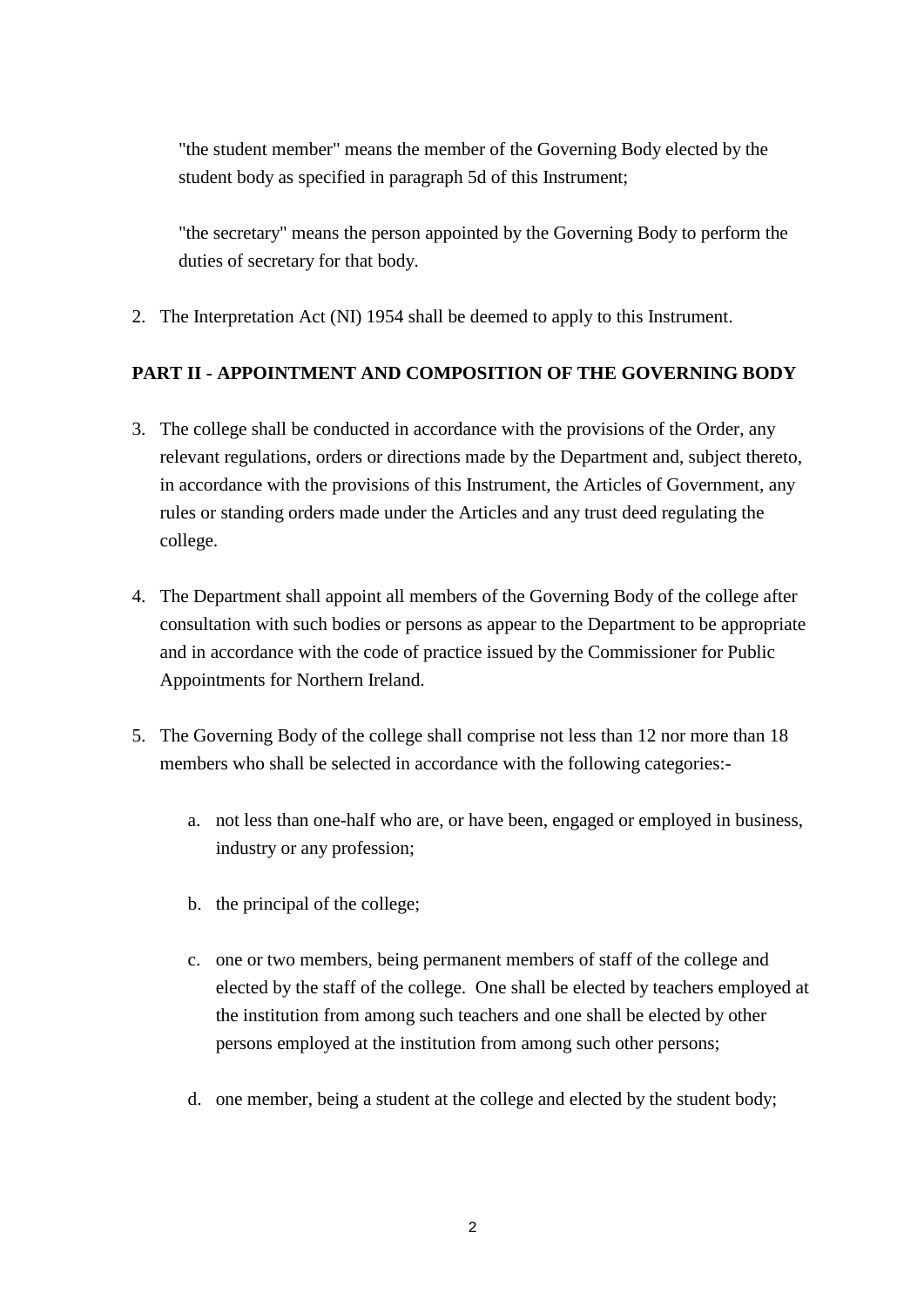"the student member" means the member of the Governing Body elected by the student body as specified in paragraph 5d of this Instrument;

"the secretary" means the person appointed by the Governing Body to perform the duties of secretary for that body.

2. The Interpretation Act (NI) 1954 shall be deemed to apply to this Instrument.

## PART II - APPOINTMENT AND COMPOSITION OF THE GOVERNING BODY

3. The college shall be conducted in accordance with the provisions of the Order, any relevant regulations, orders or directions made by the Department and, subject thereto, in accordance with the provisions of this Instrument, the Articles of Government, any rules or standing orders made under the Articles and any trust deed regulating the college.

4. The Department shall appoint all members of the Governing Body of the college after consultation with such bodies or persons as appear to the Department to be appropriate and in accordance with the code of practice issued by the Commissioner for Public Appointments for Northern Ireland.

5. The Governing Body of the college shall comprise not less than 12 nor more than 18 members who shall be selected in accordance with the following categories:-

    a. not less than one-half who are, or have been, engaged or employed in business, industry or any profession;

    b. the principal of the college;

    c. one or two members, being permanent members of staff of the college and elected by the staff of the college. One shall be elected by teachers employed at the institution from among such teachers and one shall be elected by other persons employed at the institution from among such other persons;

    d. one member, being a student at the college and elected by the student body;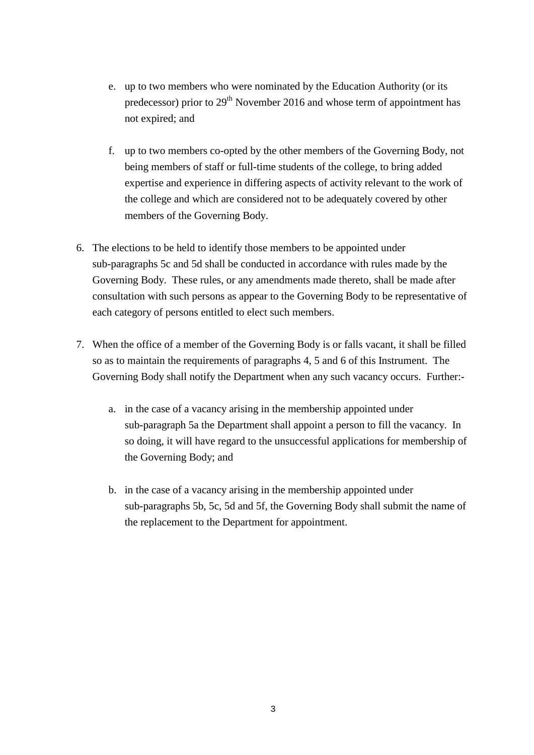e. up to two members who were nominated by the Education Authority (or its predecessor) prior to 29th November 2016 and whose term of appointment has not expired; and

   f. up to two members co-opted by the other members of the Governing Body, not being members of staff or full-time students of the college, to bring added expertise and experience in differing aspects of activity relevant to the work of the college and which are considered not to be adequately covered by other members of the Governing Body.

6. The elections to be held to identify those members to be appointed under sub-paragraphs 5c and 5d shall be conducted in accordance with rules made by the Governing Body. These rules, or any amendments made thereto, shall be made after consultation with such persons as appear to the Governing Body to be representative of each category of persons entitled to elect such members.

7. When the office of a member of the Governing Body is or falls vacant, it shall be filled so as to maintain the requirements of paragraphs 4, 5 and 6 of this Instrument. The Governing Body shall notify the Department when any such vacancy occurs. Further:-

   a. in the case of a vacancy arising in the membership appointed under sub-paragraph 5a the Department shall appoint a person to fill the vacancy. In so doing, it will have regard to the unsuccessful applications for membership of the Governing Body; and

   b. in the case of a vacancy arising in the membership appointed under sub-paragraphs 5b, 5c, 5d and 5f, the Governing Body shall submit the name of the replacement to the Department for appointment.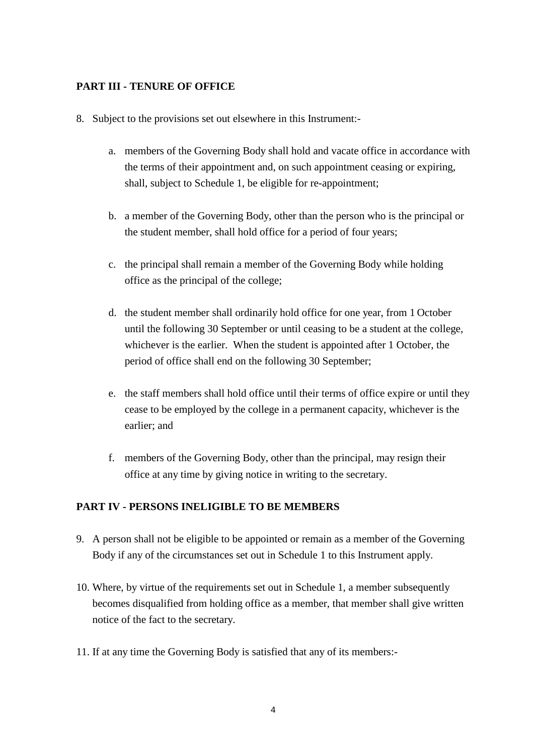**PART III - TENURE OF OFFICE**

8. Subject to the provisions set out elsewhere in this Instrument:-

   a. members of the Governing Body shall hold and vacate office in accordance with the terms of their appointment and, on such appointment ceasing or expiring, shall, subject to Schedule 1, be eligible for re-appointment;

   b. a member of the Governing Body, other than the person who is the principal or the student member, shall hold office for a period of four years;

   c. the principal shall remain a member of the Governing Body while holding office as the principal of the college;

   d. the student member shall ordinarily hold office for one year, from 1 October until the following 30 September or until ceasing to be a student at the college, whichever is the earlier. When the student is appointed after 1 October, the period of office shall end on the following 30 September;

   e. the staff members shall hold office until their terms of office expire or until they cease to be employed by the college in a permanent capacity, whichever is the earlier; and

   f. members of the Governing Body, other than the principal, may resign their office at any time by giving notice in writing to the secretary.

**PART IV - PERSONS INELIGIBLE TO BE MEMBERS**

9. A person shall not be eligible to be appointed or remain as a member of the Governing Body if any of the circumstances set out in Schedule 1 to this Instrument apply.

10. Where, by virtue of the requirements set out in Schedule 1, a member subsequently becomes disqualified from holding office as a member, that member shall give written notice of the fact to the secretary.

11. If at any time the Governing Body is satisfied that any of its members:-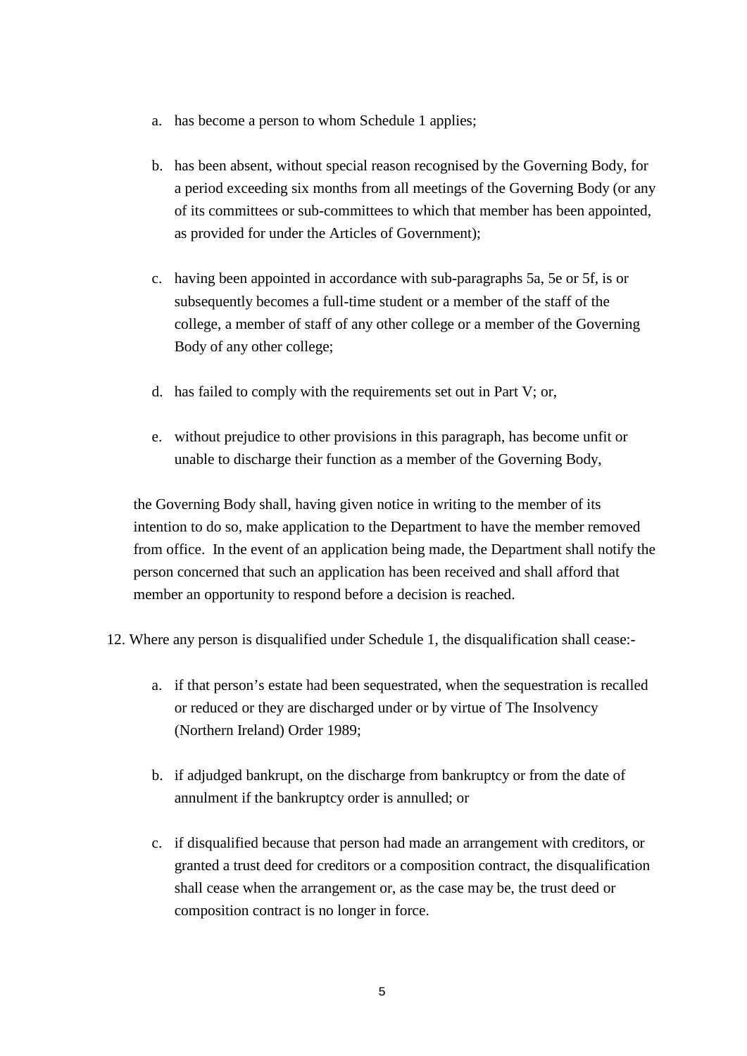a. has become a person to whom Schedule 1 applies;

b. has been absent, without special reason recognised by the Governing Body, for a period exceeding six months from all meetings of the Governing Body (or any of its committees or sub-committees to which that member has been appointed, as provided for under the Articles of Government);

c. having been appointed in accordance with sub-paragraphs 5a, 5e or 5f, is or subsequently becomes a full-time student or a member of the staff of the college, a member of staff of any other college or a member of the Governing Body of any other college;

d. has failed to comply with the requirements set out in Part V; or,

e. without prejudice to other provisions in this paragraph, has become unfit or unable to discharge their function as a member of the Governing Body,

the Governing Body shall, having given notice in writing to the member of its intention to do so, make application to the Department to have the member removed from office. In the event of an application being made, the Department shall notify the person concerned that such an application has been received and shall afford that member an opportunity to respond before a decision is reached.

12. Where any person is disqualified under Schedule 1, the disqualification shall cease:-

   a. if that person's estate had been sequestrated, when the sequestration is recalled or reduced or they are discharged under or by virtue of The Insolvency (Northern Ireland) Order 1989;

   b. if adjudged bankrupt, on the discharge from bankruptcy or from the date of annulment if the bankruptcy order is annulled; or

   c. if disqualified because that person had made an arrangement with creditors, or granted a trust deed for creditors or a composition contract, the disqualification shall cease when the arrangement or, as the case may be, the trust deed or composition contract is no longer in force.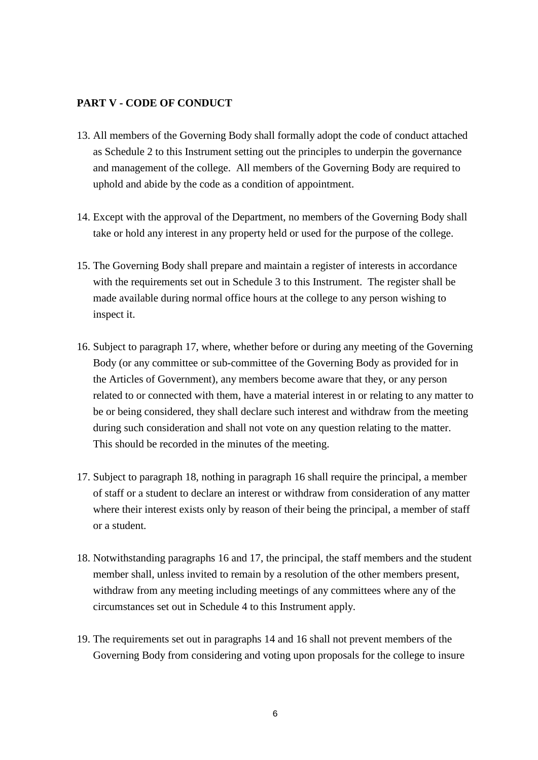**PART V - CODE OF CONDUCT**

13. All members of the Governing Body shall formally adopt the code of conduct attached as Schedule 2 to this Instrument setting out the principles to underpin the governance and management of the college. All members of the Governing Body are required to uphold and abide by the code as a condition of appointment.

14. Except with the approval of the Department, no members of the Governing Body shall take or hold any interest in any property held or used for the purpose of the college.

15. The Governing Body shall prepare and maintain a register of interests in accordance with the requirements set out in Schedule 3 to this Instrument. The register shall be made available during normal office hours at the college to any person wishing to inspect it.

16. Subject to paragraph 17, where, whether before or during any meeting of the Governing Body (or any committee or sub-committee of the Governing Body as provided for in the Articles of Government), any members become aware that they, or any person related to or connected with them, have a material interest in or relating to any matter to be or being considered, they shall declare such interest and withdraw from the meeting during such consideration and shall not vote on any question relating to the matter. This should be recorded in the minutes of the meeting.

17. Subject to paragraph 18, nothing in paragraph 16 shall require the principal, a member of staff or a student to declare an interest or withdraw from consideration of any matter where their interest exists only by reason of their being the principal, a member of staff or a student.

18. Notwithstanding paragraphs 16 and 17, the principal, the staff members and the student member shall, unless invited to remain by a resolution of the other members present, withdraw from any meeting including meetings of any committees where any of the circumstances set out in Schedule 4 to this Instrument apply.

19. The requirements set out in paragraphs 14 and 16 shall not prevent members of the Governing Body from considering and voting upon proposals for the college to insure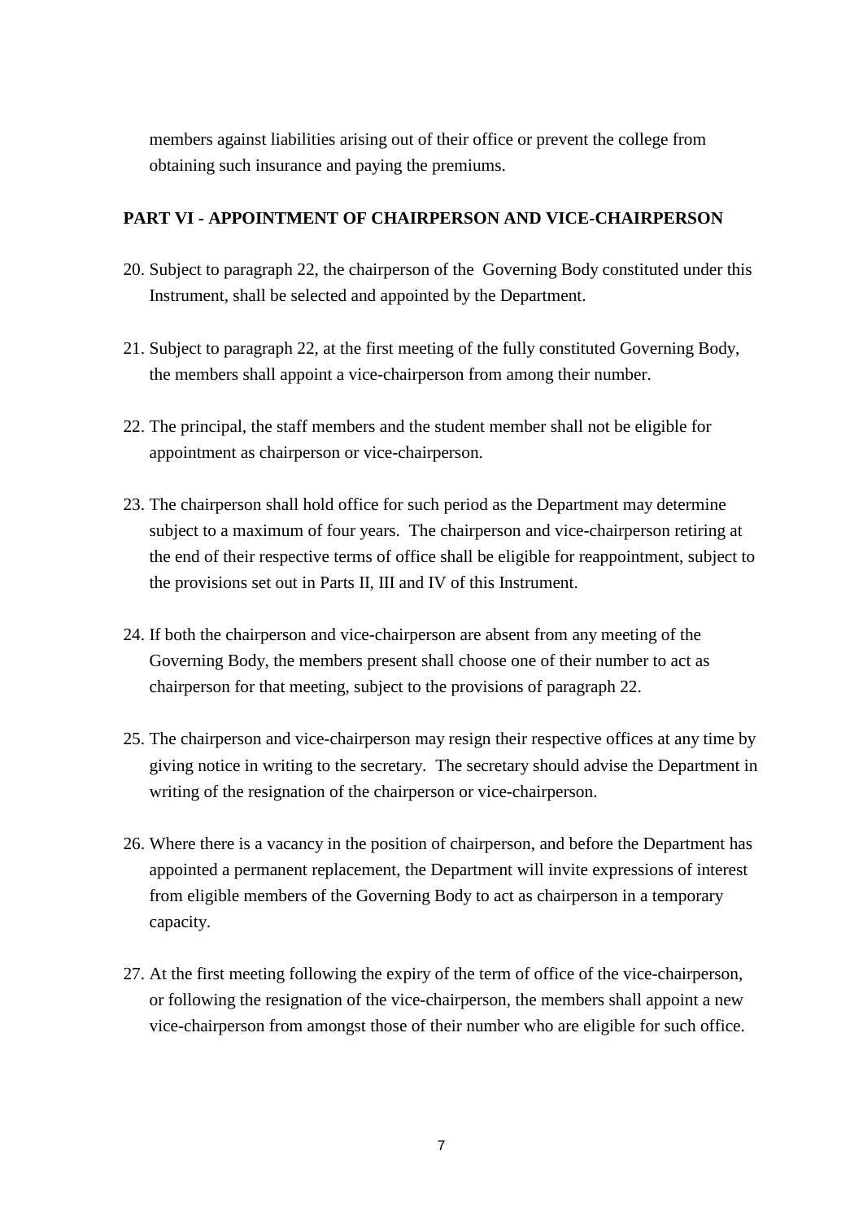members against liabilities arising out of their office or prevent the college from obtaining such insurance and paying the premiums.

## PART VI - APPOINTMENT OF CHAIRPERSON AND VICE-CHAIRPERSON

20. Subject to paragraph 22, the chairperson of the Governing Body constituted under this Instrument, shall be selected and appointed by the Department.

21. Subject to paragraph 22, at the first meeting of the fully constituted Governing Body, the members shall appoint a vice-chairperson from among their number.

22. The principal, the staff members and the student member shall not be eligible for appointment as chairperson or vice-chairperson.

23. The chairperson shall hold office for such period as the Department may determine subject to a maximum of four years. The chairperson and vice-chairperson retiring at the end of their respective terms of office shall be eligible for reappointment, subject to the provisions set out in Parts II, III and IV of this Instrument.

24. If both the chairperson and vice-chairperson are absent from any meeting of the Governing Body, the members present shall choose one of their number to act as chairperson for that meeting, subject to the provisions of paragraph 22.

25. The chairperson and vice-chairperson may resign their respective offices at any time by giving notice in writing to the secretary. The secretary should advise the Department in writing of the resignation of the chairperson or vice-chairperson.

26. Where there is a vacancy in the position of chairperson, and before the Department has appointed a permanent replacement, the Department will invite expressions of interest from eligible members of the Governing Body to act as chairperson in a temporary capacity.

27. At the first meeting following the expiry of the term of office of the vice-chairperson, or following the resignation of the vice-chairperson, the members shall appoint a new vice-chairperson from amongst those of their number who are eligible for such office.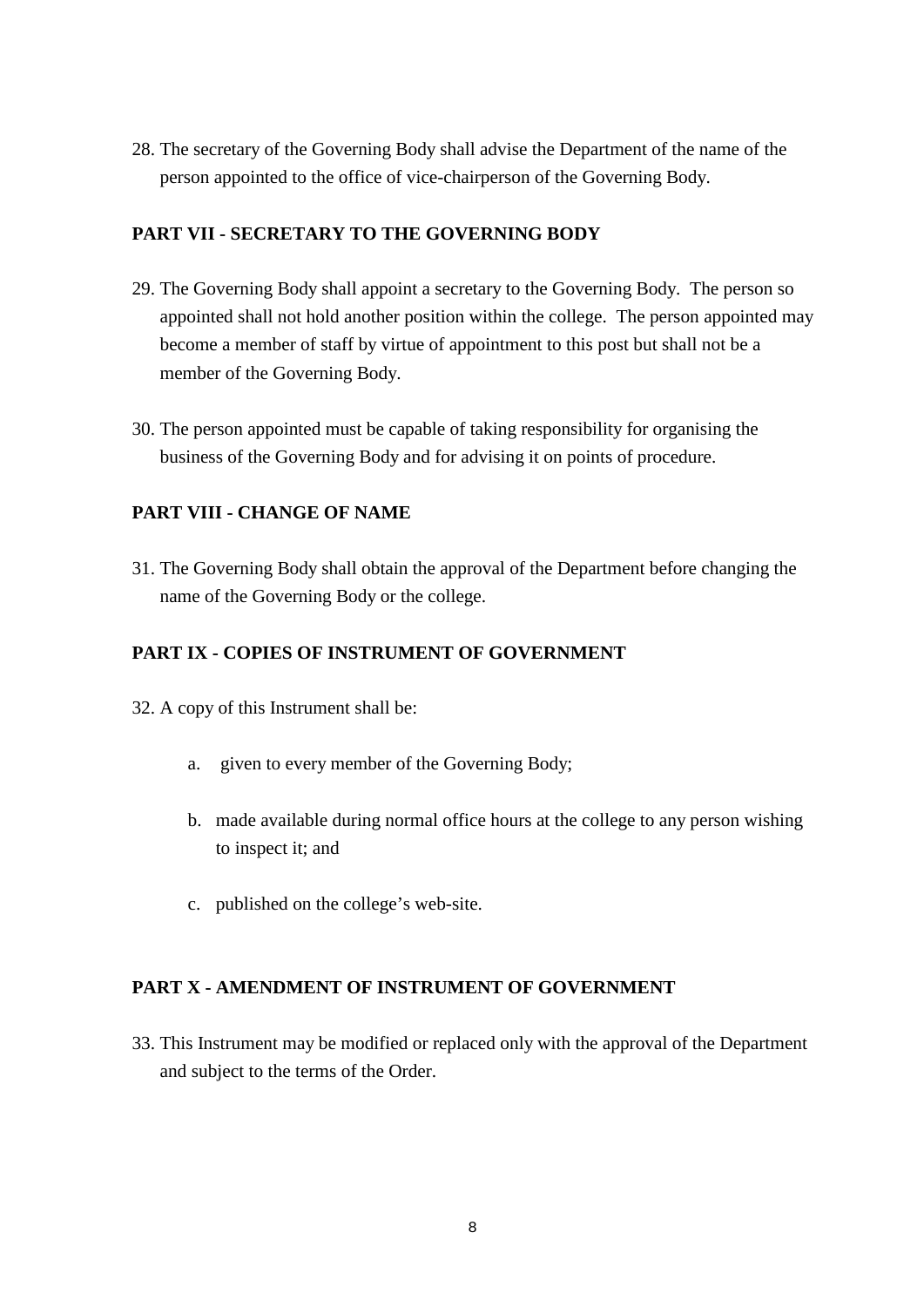28. The secretary of the Governing Body shall advise the Department of the name of the person appointed to the office of vice-chairperson of the Governing Body.

## PART VII - SECRETARY TO THE GOVERNING BODY

29. The Governing Body shall appoint a secretary to the Governing Body. The person so appointed shall not hold another position within the college. The person appointed may become a member of staff by virtue of appointment to this post but shall not be a member of the Governing Body.

30. The person appointed must be capable of taking responsibility for organising the business of the Governing Body and for advising it on points of procedure.

## PART VIII - CHANGE OF NAME

31. The Governing Body shall obtain the approval of the Department before changing the name of the Governing Body or the college.

## PART IX - COPIES OF INSTRUMENT OF GOVERNMENT

32. A copy of this Instrument shall be:

    a. given to every member of the Governing Body;

    b. made available during normal office hours at the college to any person wishing to inspect it; and

    c. published on the college's web-site.

## PART X - AMENDMENT OF INSTRUMENT OF GOVERNMENT

33. This Instrument may be modified or replaced only with the approval of the Department and subject to the terms of the Order.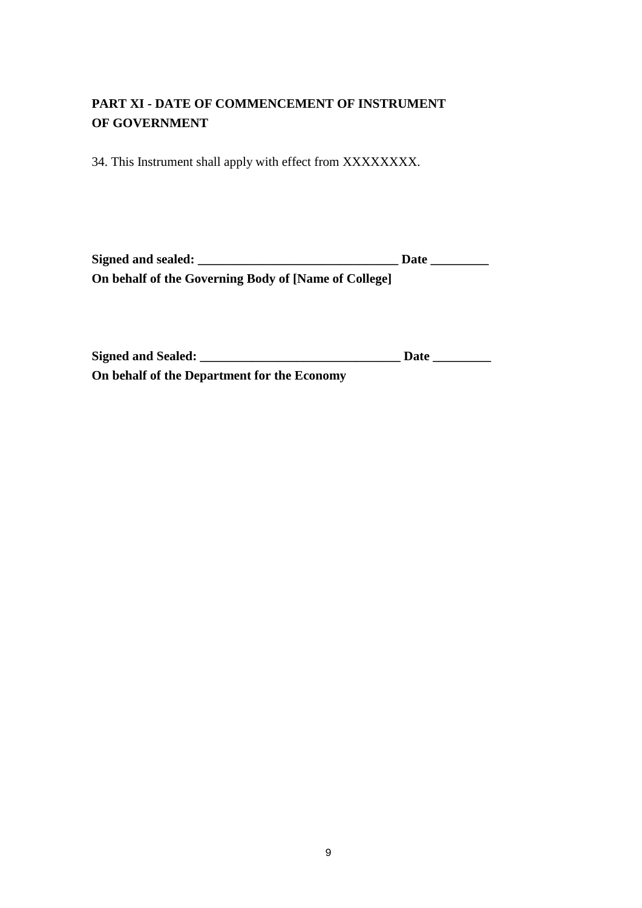## PART XI - DATE OF COMMENCEMENT OF INSTRUMENT OF GOVERNMENT

34. This Instrument shall apply with effect from XXXXXXXX.

**Signed and sealed: _______________________________ Date _________**
**On behalf of the Governing Body of [Name of College]**

**Signed and Sealed: _______________________________ Date _________**
**On behalf of the Department for the Economy**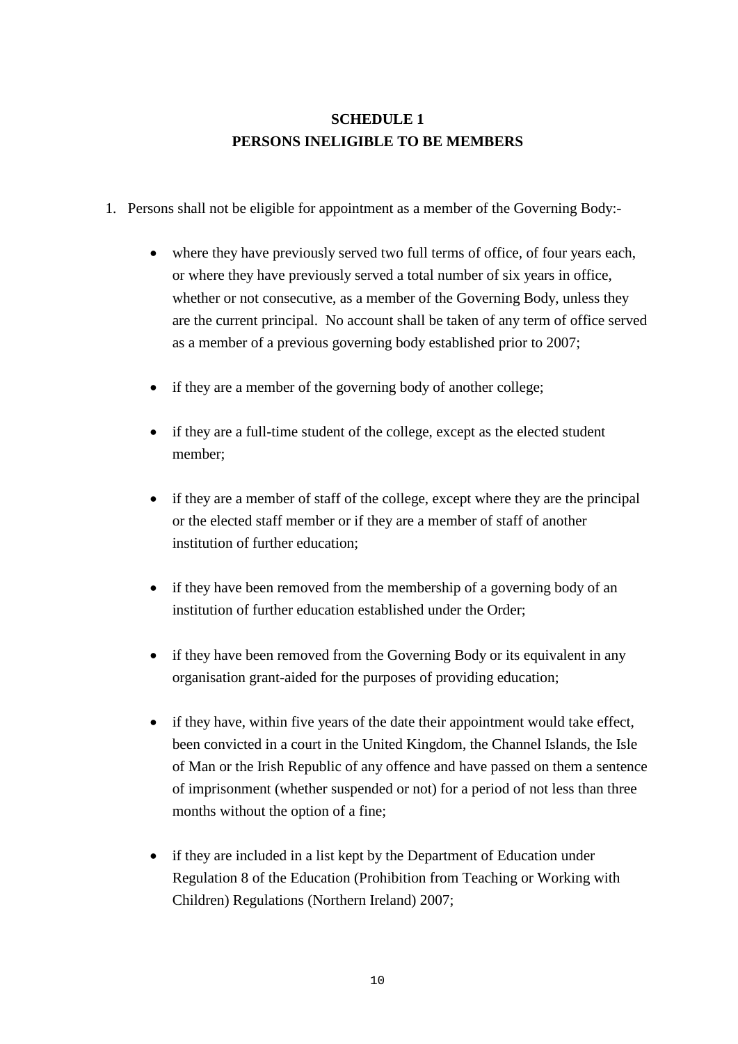## SCHEDULE 1
## PERSONS INELIGIBLE TO BE MEMBERS

1. Persons shall not be eligible for appointment as a member of the Governing Body:-

   - where they have previously served two full terms of office, of four years each, or where they have previously served a total number of six years in office, whether or not consecutive, as a member of the Governing Body, unless they are the current principal. No account shall be taken of any term of office served as a member of a previous governing body established prior to 2007;

   - if they are a member of the governing body of another college;

   - if they are a full-time student of the college, except as the elected student member;

   - if they are a member of staff of the college, except where they are the principal or the elected staff member or if they are a member of staff of another institution of further education;

   - if they have been removed from the membership of a governing body of an institution of further education established under the Order;

   - if they have been removed from the Governing Body or its equivalent in any organisation grant-aided for the purposes of providing education;

   - if they have, within five years of the date their appointment would take effect, been convicted in a court in the United Kingdom, the Channel Islands, the Isle of Man or the Irish Republic of any offence and have passed on them a sentence of imprisonment (whether suspended or not) for a period of not less than three months without the option of a fine;

   - if they are included in a list kept by the Department of Education under Regulation 8 of the Education (Prohibition from Teaching or Working with Children) Regulations (Northern Ireland) 2007;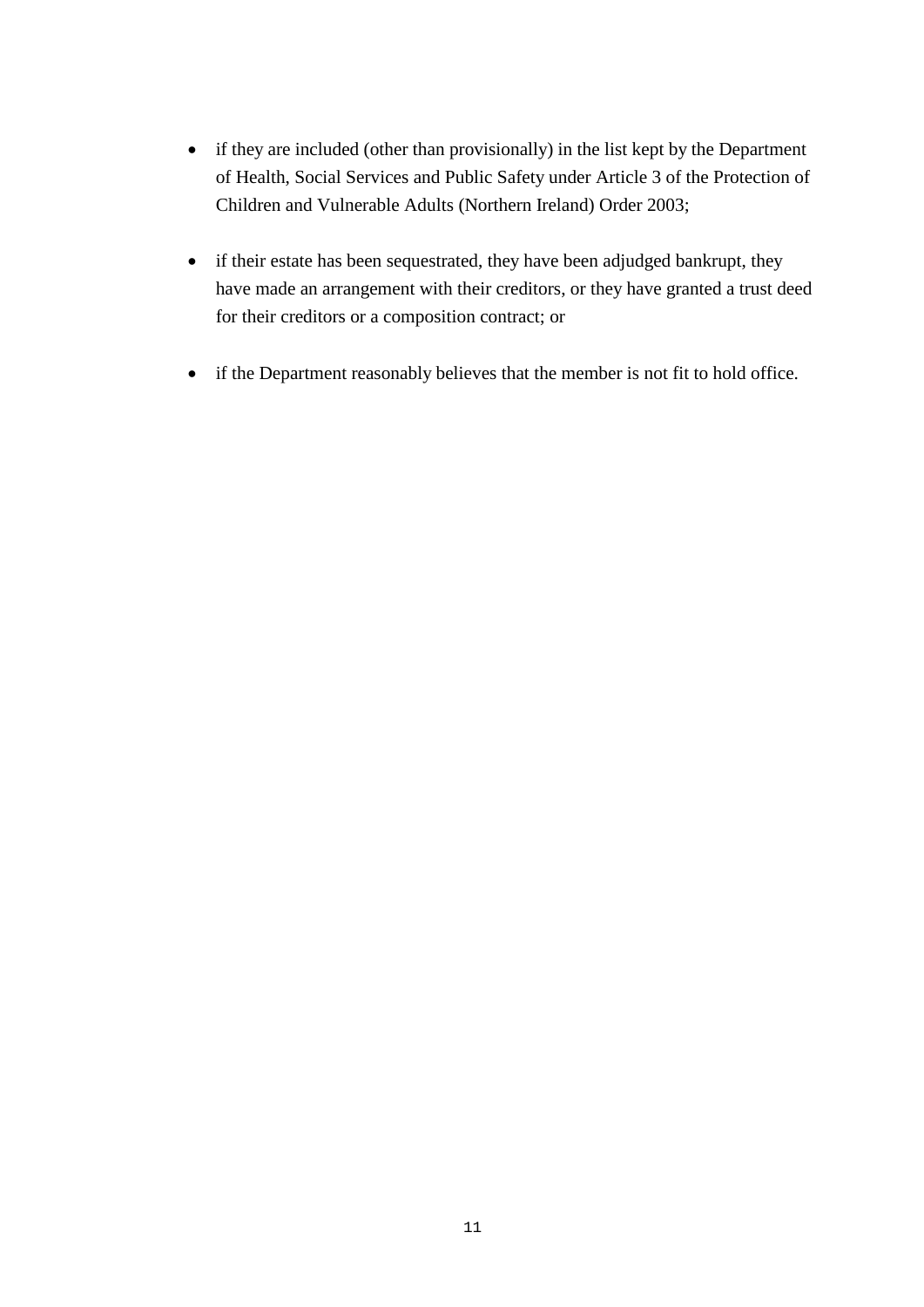- if they are included (other than provisionally) in the list kept by the Department of Health, Social Services and Public Safety under Article 3 of the Protection of Children and Vulnerable Adults (Northern Ireland) Order 2003;

- if their estate has been sequestrated, they have been adjudged bankrupt, they have made an arrangement with their creditors, or they have granted a trust deed for their creditors or a composition contract; or

- if the Department reasonably believes that the member is not fit to hold office.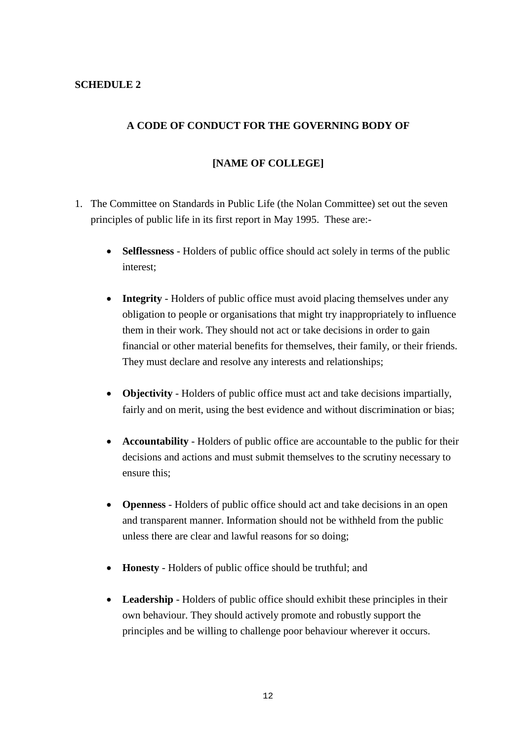**SCHEDULE 2**

## A CODE OF CONDUCT FOR THE GOVERNING BODY OF

## [NAME OF COLLEGE]

1. The Committee on Standards in Public Life (the Nolan Committee) set out the seven principles of public life in its first report in May 1995. These are:-

   - **Selflessness** - Holders of public office should act solely in terms of the public interest;

   - **Integrity** - Holders of public office must avoid placing themselves under any obligation to people or organisations that might try inappropriately to influence them in their work. They should not act or take decisions in order to gain financial or other material benefits for themselves, their family, or their friends. They must declare and resolve any interests and relationships;

   - **Objectivity** - Holders of public office must act and take decisions impartially, fairly and on merit, using the best evidence and without discrimination or bias;

   - **Accountability** - Holders of public office are accountable to the public for their decisions and actions and must submit themselves to the scrutiny necessary to ensure this;

   - **Openness** - Holders of public office should act and take decisions in an open and transparent manner. Information should not be withheld from the public unless there are clear and lawful reasons for so doing;

   - **Honesty** - Holders of public office should be truthful; and

   - **Leadership** - Holders of public office should exhibit these principles in their own behaviour. They should actively promote and robustly support the principles and be willing to challenge poor behaviour wherever it occurs.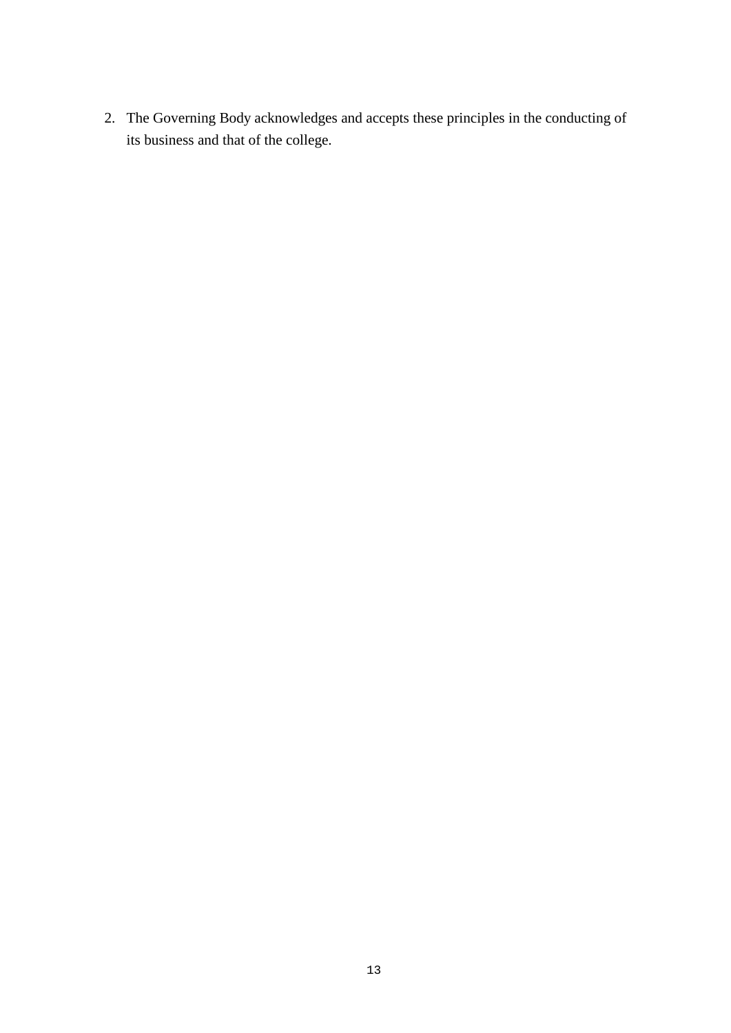2. The Governing Body acknowledges and accepts these principles in the conducting of its business and that of the college.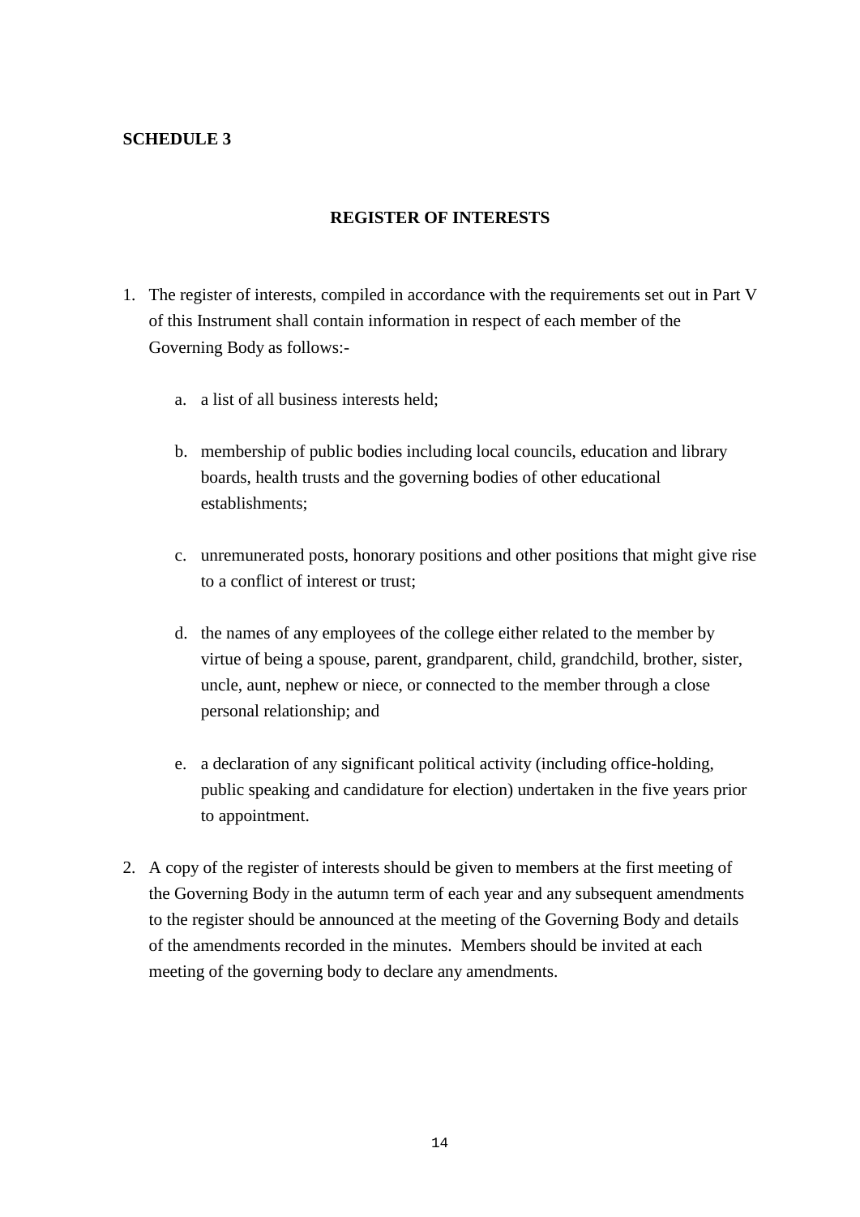**SCHEDULE 3**

## REGISTER OF INTERESTS

1. The register of interests, compiled in accordance with the requirements set out in Part V of this Instrument shall contain information in respect of each member of the Governing Body as follows:-

    a. a list of all business interests held;

    b. membership of public bodies including local councils, education and library boards, health trusts and the governing bodies of other educational establishments;

    c. unremunerated posts, honorary positions and other positions that might give rise to a conflict of interest or trust;

    d. the names of any employees of the college either related to the member by virtue of being a spouse, parent, grandparent, child, grandchild, brother, sister, uncle, aunt, nephew or niece, or connected to the member through a close personal relationship; and

    e. a declaration of any significant political activity (including office-holding, public speaking and candidature for election) undertaken in the five years prior to appointment.

2. A copy of the register of interests should be given to members at the first meeting of the Governing Body in the autumn term of each year and any subsequent amendments to the register should be announced at the meeting of the Governing Body and details of the amendments recorded in the minutes. Members should be invited at each meeting of the governing body to declare any amendments.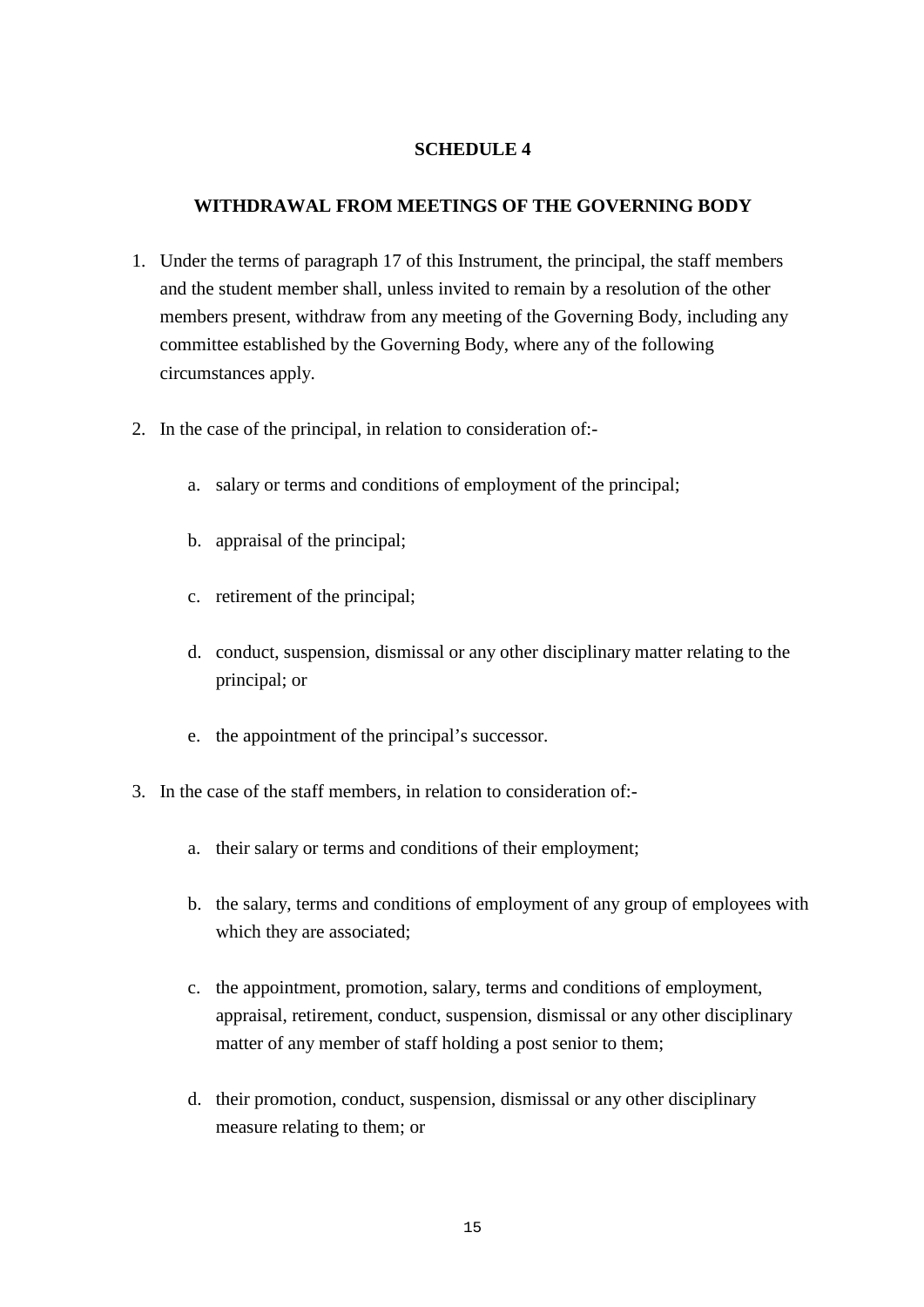# SCHEDULE 4

## WITHDRAWAL FROM MEETINGS OF THE GOVERNING BODY

1. Under the terms of paragraph 17 of this Instrument, the principal, the staff members and the student member shall, unless invited to remain by a resolution of the other members present, withdraw from any meeting of the Governing Body, including any committee established by the Governing Body, where any of the following circumstances apply.

2. In the case of the principal, in relation to consideration of:-

   a. salary or terms and conditions of employment of the principal;

   b. appraisal of the principal;

   c. retirement of the principal;

   d. conduct, suspension, dismissal or any other disciplinary matter relating to the principal; or

   e. the appointment of the principal's successor.

3. In the case of the staff members, in relation to consideration of:-

   a. their salary or terms and conditions of their employment;

   b. the salary, terms and conditions of employment of any group of employees with which they are associated;

   c. the appointment, promotion, salary, terms and conditions of employment, appraisal, retirement, conduct, suspension, dismissal or any other disciplinary matter of any member of staff holding a post senior to them;

   d. their promotion, conduct, suspension, dismissal or any other disciplinary measure relating to them; or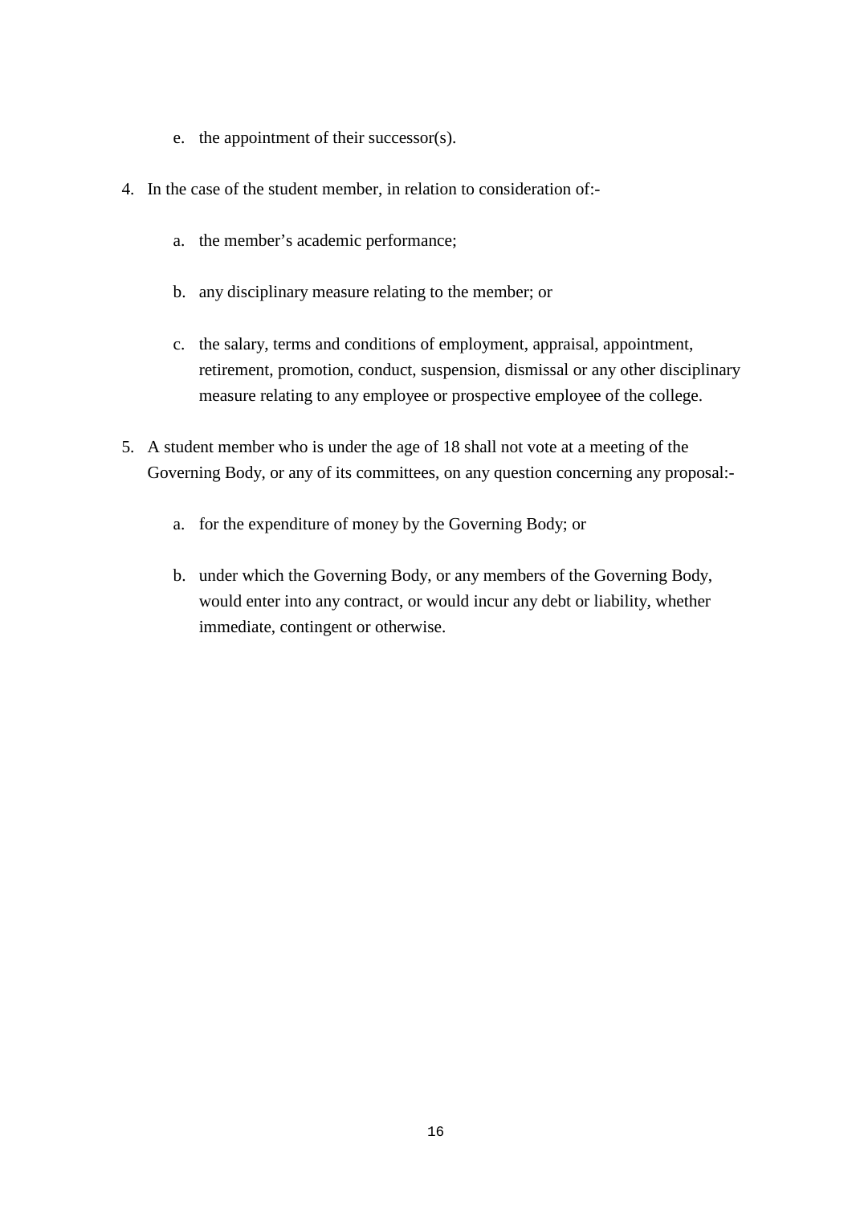e. the appointment of their successor(s).

4. In the case of the student member, in relation to consideration of:-

   a. the member's academic performance;

   b. any disciplinary measure relating to the member; or

   c. the salary, terms and conditions of employment, appraisal, appointment, retirement, promotion, conduct, suspension, dismissal or any other disciplinary measure relating to any employee or prospective employee of the college.

5. A student member who is under the age of 18 shall not vote at a meeting of the Governing Body, or any of its committees, on any question concerning any proposal:-

   a. for the expenditure of money by the Governing Body; or

   b. under which the Governing Body, or any members of the Governing Body, would enter into any contract, or would incur any debt or liability, whether immediate, contingent or otherwise.